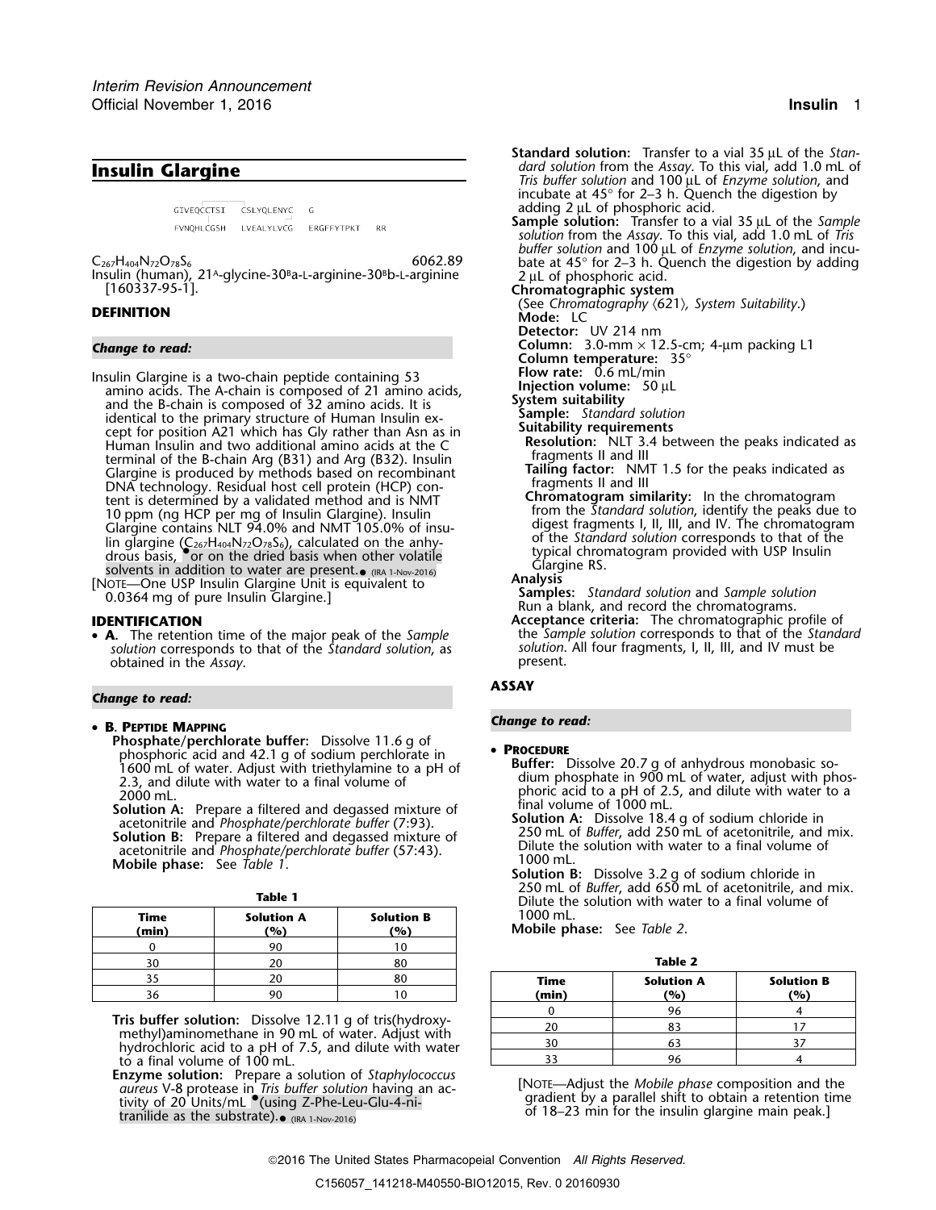# Insulin Glargine

```
GIVEQCCTSI  CSLYQLENYC  G

FVNQHLCGSH  LVEALYLVCG  ERGFFYTPKT  RR
```

$C_{267}H_{404}N_{72}O_{78}S_6$ 6062.89

Insulin (human), 21A-glycine-30Ba-L-arginine-30Bb-L-arginine [160337-95-1].

## DEFINITION

*Change to read:*

Insulin Glargine is a two-chain peptide containing 53 amino acids. The A-chain is composed of 21 amino acids, and the B-chain is composed of 32 amino acids. It is identical to the primary structure of Human Insulin except for position A21 which has Gly rather than Asn as in Human Insulin and two additional amino acids at the C terminal of the B-chain Arg (B31) and Arg (B32). Insulin Glargine is produced by methods based on recombinant DNA technology. Residual host cell protein (HCP) content is determined by a validated method and is NMT 10 ppm (ng HCP per mg of Insulin Glargine). Insulin Glargine contains NLT 94.0% and NMT 105.0% of insulin glargine ($C_{267}H_{404}N_{72}O_{78}S_6$), calculated on the anhydrous basis, •or on the dried basis when other volatile solvents in addition to water are present.• (IRA 1-Nov-2016)

[NOTE—One USP Insulin Glargine Unit is equivalent to 0.0364 mg of pure Insulin Glargine.]

## IDENTIFICATION

- **A.** The retention time of the major peak of the *Sample solution* corresponds to that of the *Standard solution*, as obtained in the *Assay*.

*Change to read:*

- **B. PEPTIDE MAPPING**

**Phosphate/perchlorate buffer:** Dissolve 11.6 g of phosphoric acid and 42.1 g of sodium perchlorate in 1600 mL of water. Adjust with triethylamine to a pH of 2.3, and dilute with water to a final volume of 2000 mL.

**Solution A:** Prepare a filtered and degassed mixture of acetonitrile and *Phosphate/perchlorate buffer* (7:93).

**Solution B:** Prepare a filtered and degassed mixture of acetonitrile and *Phosphate/perchlorate buffer* (57:43).

**Mobile phase:** See *Table 1*.

**Table 1**

| Time (min) | Solution A (%) | Solution B (%) |
|---|---|---|
| 0 | 90 | 10 |
| 30 | 20 | 80 |
| 35 | 20 | 80 |
| 36 | 90 | 10 |

**Tris buffer solution:** Dissolve 12.11 g of tris(hydroxymethyl)aminomethane in 90 mL of water. Adjust with hydrochloric acid to a pH of 7.5, and dilute with water to a final volume of 100 mL.

**Enzyme solution:** Prepare a solution of *Staphylococcus aureus* V-8 protease in *Tris buffer solution* having an activity of 20 Units/mL •(using Z-Phe-Leu-Glu-4-nitranilide as the substrate).• (IRA 1-Nov-2016)

**Standard solution:** Transfer to a vial 35 µL of the *Standard solution* from the *Assay*. To this vial, add 1.0 mL of *Tris buffer solution* and 100 µL of *Enzyme solution*, and incubate at 45° for 2–3 h. Quench the digestion by adding 2 µL of phosphoric acid.

**Sample solution:** Transfer to a vial 35 µL of the *Sample solution* from the *Assay*. To this vial, add 1.0 mL of *Tris buffer solution* and 100 µL of *Enzyme solution*, and incubate at 45° for 2–3 h. Quench the digestion by adding 2 µL of phosphoric acid.

**Chromatographic system**

(See *Chromatography* ⟨621⟩, *System Suitability*.)

**Mode:** LC

**Detector:** UV 214 nm

**Column:** 3.0-mm × 12.5-cm; 4-µm packing L1

**Column temperature:** 35°

**Flow rate:** 0.6 mL/min

**Injection volume:** 50 µL

**System suitability**

**Sample:** *Standard solution*

**Suitability requirements**

**Resolution:** NLT 3.4 between the peaks indicated as fragments II and III

**Tailing factor:** NMT 1.5 for the peaks indicated as fragments II and III

**Chromatogram similarity:** In the chromatogram from the *Standard solution*, identify the peaks due to digest fragments I, II, III, and IV. The chromatogram of the *Standard solution* corresponds to that of the typical chromatogram provided with USP Insulin Glargine RS.

**Analysis**

**Samples:** *Standard solution* and *Sample solution*

Run a blank, and record the chromatograms.

**Acceptance criteria:** The chromatographic profile of the *Sample solution* corresponds to that of the *Standard solution*. All four fragments, I, II, III, and IV must be present.

## ASSAY

*Change to read:*

- **PROCEDURE**

**Buffer:** Dissolve 20.7 g of anhydrous monobasic sodium phosphate in 900 mL of water, adjust with phosphoric acid to a pH of 2.5, and dilute with water to a final volume of 1000 mL.

**Solution A:** Dissolve 18.4 g of sodium chloride in 250 mL of *Buffer*, add 250 mL of acetonitrile, and mix. Dilute the solution with water to a final volume of 1000 mL.

**Solution B:** Dissolve 3.2 g of sodium chloride in 250 mL of *Buffer*, add 650 mL of acetonitrile, and mix. Dilute the solution with water to a final volume of 1000 mL.

**Mobile phase:** See *Table 2*.

**Table 2**

| Time (min) | Solution A (%) | Solution B (%) |
|---|---|---|
| 0 | 96 | 4 |
| 20 | 83 | 17 |
| 30 | 63 | 37 |
| 33 | 96 | 4 |

[NOTE—Adjust the *Mobile phase* composition and the gradient by a parallel shift to obtain a retention time of 18–23 min for the insulin glargine main peak.]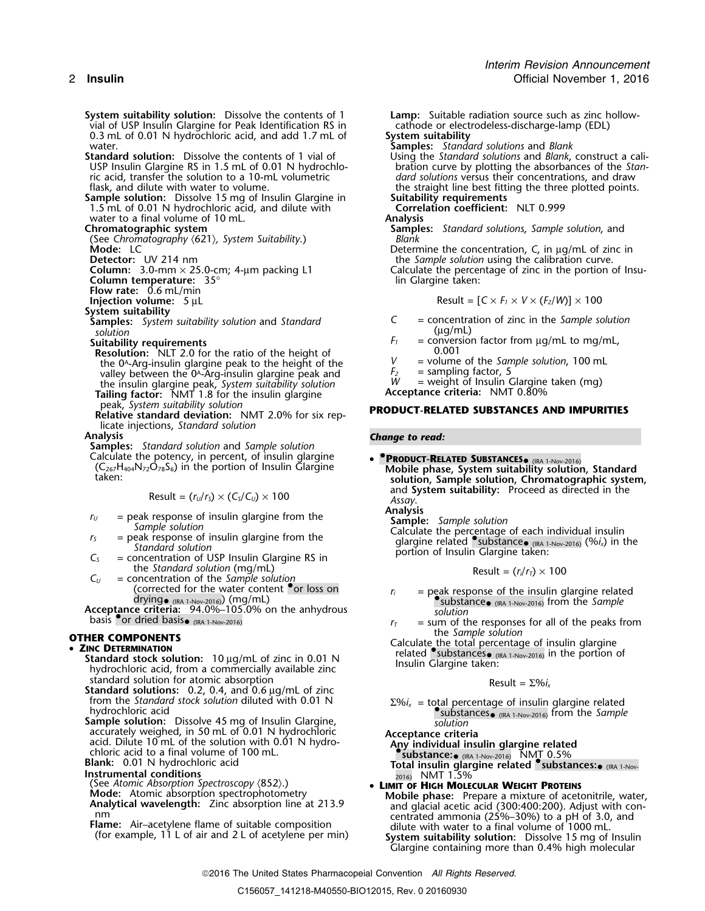**System suitability solution:** Dissolve the contents of 1 vial of USP Insulin Glargine for Peak Identification RS in 0.3 mL of 0.01 N hydrochloric acid, and add 1.7 mL of water.

**Standard solution:** Dissolve the contents of 1 vial of USP Insulin Glargine RS in 1.5 mL of 0.01 N hydrochloric acid, transfer the solution to a 10-mL volumetric flask, and dilute with water to volume.

**Sample solution:** Dissolve 15 mg of Insulin Glargine in 1.5 mL of 0.01 N hydrochloric acid, and dilute with water to a final volume of 10 mL.

**Chromatographic system**

(See *Chromatography* ⟨621⟩, *System Suitability*.)

**Mode:** LC

**Detector:** UV 214 nm

**Column:** 3.0-mm × 25.0-cm; 4-µm packing L1

**Column temperature:** 35°

**Flow rate:** 0.6 mL/min

**Injection volume:** 5 µL

**System suitability**

**Samples:** *System suitability solution* and *Standard solution*

**Suitability requirements**

**Resolution:** NLT 2.0 for the ratio of the height of the $0^A$-Arg-insulin glargine peak to the height of the valley between the $0^A$-Arg-insulin glargine peak and the insulin glargine peak, *System suitability solution*

**Tailing factor:** NMT 1.8 for the insulin glargine peak, *System suitability solution*

**Relative standard deviation:** NMT 2.0% for six replicate injections, *Standard solution*

**Analysis**

**Samples:** *Standard solution* and *Sample solution*

Calculate the potency, in percent, of insulin glargine ($C_{267}H_{404}N_{72}O_{78}S_6$) in the portion of Insulin Glargine taken:

$$\text{Result} = (r_U/r_S) \times (C_S/C_U) \times 100$$

- $r_U$ = peak response of insulin glargine from the *Sample solution*
- $r_S$ = peak response of insulin glargine from the *Standard solution*
- $C_S$ = concentration of USP Insulin Glargine RS in the *Standard solution* (mg/mL)
- $C_U$ = concentration of the *Sample solution* (corrected for the water content •or loss on drying• (IRA 1-Nov-2016)) (mg/mL)

**Acceptance criteria:** 94.0%–105.0% on the anhydrous basis •or dried basis• (IRA 1-Nov-2016)

## OTHER COMPONENTS

• **Zinc Determination**

**Standard stock solution:** 10 µg/mL of zinc in 0.01 N hydrochloric acid, from a commercially available zinc standard solution for atomic absorption

**Standard solutions:** 0.2, 0.4, and 0.6 µg/mL of zinc from the *Standard stock solution* diluted with 0.01 N hydrochloric acid

**Sample solution:** Dissolve 45 mg of Insulin Glargine, accurately weighed, in 50 mL of 0.01 N hydrochloric acid. Dilute 10 mL of the solution with 0.01 N hydrochloric acid to a final volume of 100 mL.

**Blank:** 0.01 N hydrochloric acid

**Instrumental conditions**

(See *Atomic Absorption Spectroscopy* ⟨852⟩.)

**Mode:** Atomic absorption spectrophotometry

**Analytical wavelength:** Zinc absorption line at 213.9 nm

**Flame:** Air–acetylene flame of suitable composition (for example, 11 L of air and 2 L of acetylene per min)

**Lamp:** Suitable radiation source such as zinc hollow-cathode or electrodeless-discharge-lamp (EDL)

**System suitability**

**Samples:** *Standard solutions* and *Blank*

Using the *Standard solutions* and *Blank*, construct a calibration curve by plotting the absorbances of the *Standard solutions* versus their concentrations, and draw the straight line best fitting the three plotted points.

**Suitability requirements**

**Correlation coefficient:** NLT 0.999

**Analysis**

**Samples:** *Standard solutions*, *Sample solution*, and *Blank*

Determine the concentration, *C*, in µg/mL of zinc in the *Sample solution* using the calibration curve.

Calculate the percentage of zinc in the portion of Insulin Glargine taken:

$$\text{Result} = [C \times F_1 \times V \times (F_2/W)] \times 100$$

- $C$ = concentration of zinc in the *Sample solution* (µg/mL)
- $F_1$ = conversion factor from µg/mL to mg/mL, 0.001
- $V$ = volume of the *Sample solution*, 100 mL
- $F_2$ = sampling factor, 5
- $W$ = weight of Insulin Glargine taken (mg)

**Acceptance criteria:** NMT 0.80%

## PRODUCT-RELATED SUBSTANCES AND IMPURITIES

*Change to read:*

• •**Product-Related Substances**• (IRA 1-Nov-2016)

**Mobile phase, System suitability solution, Standard solution, Sample solution, Chromatographic system,** and **System suitability:** Proceed as directed in the *Assay*.

**Analysis**

**Sample:** *Sample solution*

Calculate the percentage of each individual insulin glargine related •substance• (IRA 1-Nov-2016) (%$i_x$) in the portion of Insulin Glargine taken:

$$\text{Result} = (r_i/r_T) \times 100$$

- $r_i$ = peak response of the insulin glargine related •substance• (IRA 1-Nov-2016) from the *Sample solution*
- $r_T$ = sum of the responses for all of the peaks from the *Sample solution*

Calculate the total percentage of insulin glargine related •substances• (IRA 1-Nov-2016) in the portion of Insulin Glargine taken:

$$\text{Result} = \Sigma\%i_x$$

- $\Sigma\%i_x$ = total percentage of insulin glargine related •substances• (IRA 1-Nov-2016) from the *Sample solution*

**Acceptance criteria**

**Any individual insulin glargine related •substance:**• (IRA 1-Nov-2016) NMT 0.5%

**Total insulin glargine related •substances:**• (IRA 1-Nov-2016) NMT 1.5%

• **Limit of High Molecular Weight Proteins**

**Mobile phase:** Prepare a mixture of acetonitrile, water, and glacial acetic acid (300:400:200). Adjust with concentrated ammonia (25%–30%) to a pH of 3.0, and dilute with water to a final volume of 1000 mL.

**System suitability solution:** Dissolve 15 mg of Insulin Glargine containing more than 0.4% high molecular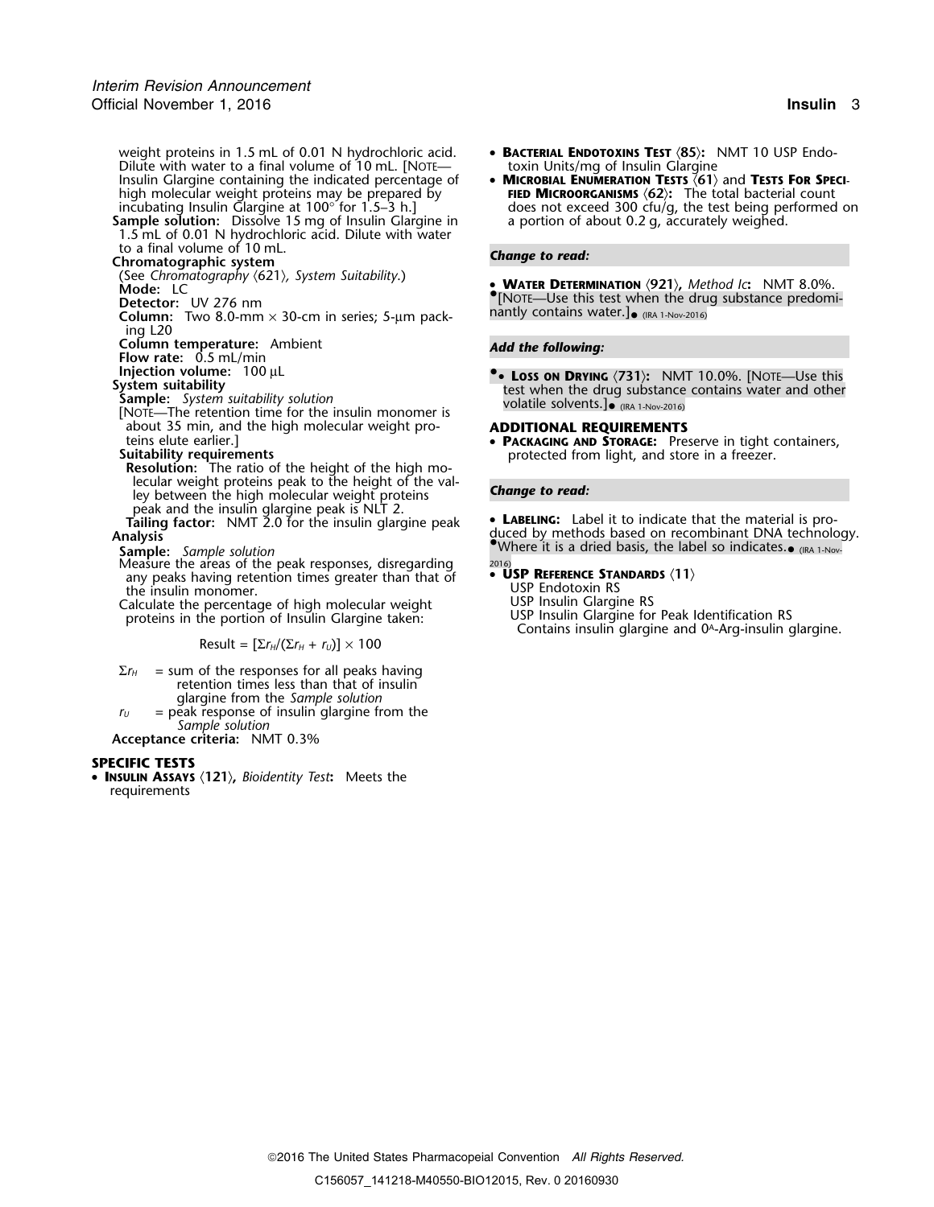weight proteins in 1.5 mL of 0.01 N hydrochloric acid. Dilute with water to a final volume of 10 mL. [NOTE—Insulin Glargine containing the indicated percentage of high molecular weight proteins may be prepared by incubating Insulin Glargine at 100° for 1.5–3 h.]

**Sample solution:** Dissolve 15 mg of Insulin Glargine in 1.5 mL of 0.01 N hydrochloric acid. Dilute with water to a final volume of 10 mL.

**Chromatographic system**

(See *Chromatography* ⟨621⟩, *System Suitability*.)

**Mode:** LC

**Detector:** UV 276 nm

**Column:** Two 8.0-mm × 30-cm in series; 5-µm packing L20

**Column temperature:** Ambient

**Flow rate:** 0.5 mL/min

**Injection volume:** 100 µL

**System suitability**

**Sample:** *System suitability solution*

[NOTE—The retention time for the insulin monomer is about 35 min, and the high molecular weight proteins elute earlier.]

**Suitability requirements**

**Resolution:** The ratio of the height of the high molecular weight proteins peak to the height of the valley between the high molecular weight proteins peak and the insulin glargine peak is NLT 2.

**Tailing factor:** NMT 2.0 for the insulin glargine peak

**Analysis**

**Sample:** *Sample solution*

Measure the areas of the peak responses, disregarding any peaks having retention times greater than that of the insulin monomer.

Calculate the percentage of high molecular weight proteins in the portion of Insulin Glargine taken:

$$\text{Result} = [\Sigma r_H/(\Sigma r_H + r_U)] \times 100$$

$\Sigma r_H$ = sum of the responses for all peaks having retention times less than that of insulin glargine from the *Sample solution*

$r_U$ = peak response of insulin glargine from the *Sample solution*

**Acceptance criteria:** NMT 0.3%

### SPECIFIC TESTS

- **INSULIN ASSAYS** ⟨121⟩, *Bioidentity Test***:** Meets the requirements
- **BACTERIAL ENDOTOXINS TEST** ⟨85⟩**:** NMT 10 USP Endotoxin Units/mg of Insulin Glargine
- **MICROBIAL ENUMERATION TESTS** ⟨61⟩ and **TESTS FOR SPECIFIED MICROORGANISMS** ⟨62⟩**:** The total bacterial count does not exceed 300 cfu/g, the test being performed on a portion of about 0.2 g, accurately weighed.

***Change to read:***

- **WATER DETERMINATION** ⟨921⟩, *Method Ic***:** NMT 8.0%. •[NOTE—Use this test when the drug substance predominantly contains water.]• (IRA 1-Nov-2016)

***Add the following:***

- •**LOSS ON DRYING** ⟨731⟩**:** NMT 10.0%. [NOTE—Use this test when the drug substance contains water and other volatile solvents.]• (IRA 1-Nov-2016)

### ADDITIONAL REQUIREMENTS

- **PACKAGING AND STORAGE:** Preserve in tight containers, protected from light, and store in a freezer.

***Change to read:***

- **LABELING:** Label it to indicate that the material is produced by methods based on recombinant DNA technology. •Where it is a dried basis, the label so indicates.• (IRA 1-Nov-2016)
- **USP REFERENCE STANDARDS** ⟨11⟩
  - USP Endotoxin RS
  - USP Insulin Glargine RS
  - USP Insulin Glargine for Peak Identification RS
    - Contains insulin glargine and 0A-Arg-insulin glargine.